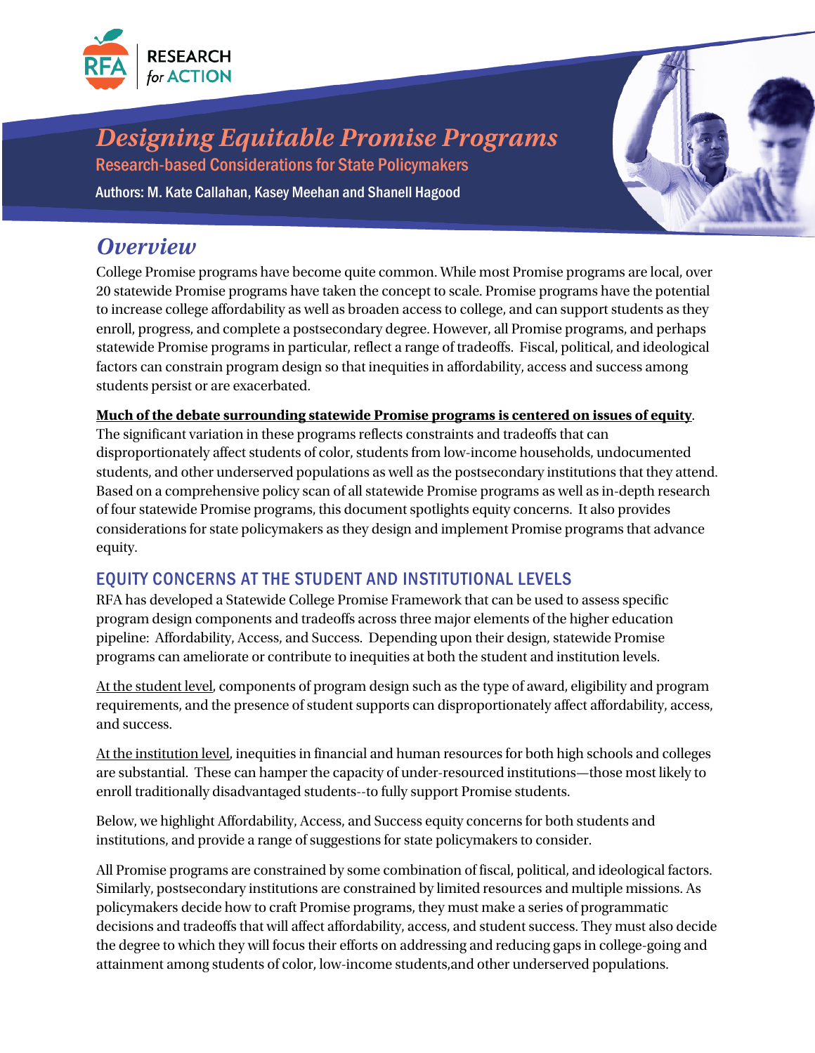RESEARCH *for* ACTION

# *Designing Equitable Promise Programs*

## Research-based Considerations for State Policymakers

Authors: M. Kate Callahan, Kasey Meehan and Shanell Hagood

## *Overview*

College Promise programs have become quite common. While most Promise programs are local, over 20 statewide Promise programs have taken the concept to scale. Promise programs have the potential to increase college affordability as well as broaden access to college, and can support students as they enroll, progress, and complete a postsecondary degree. However, all Promise programs, and perhaps statewide Promise programs in particular, reflect a range of tradeoffs. Fiscal, political, and ideological factors can constrain program design so that inequities in affordability, access and success among students persist or are exacerbated.

**Much of the debate surrounding statewide Promise programs is centered on issues of equity**. The significant variation in these programs reflects constraints and tradeoffs that can disproportionately affect students of color, students from low-income households, undocumented students, and other underserved populations as well as the postsecondary institutions that they attend. Based on a comprehensive policy scan of all statewide Promise programs as well as in-depth research of four statewide Promise programs, this document spotlights equity concerns. It also provides considerations for state policymakers as they design and implement Promise programs that advance equity.

### EQUITY CONCERNS AT THE STUDENT AND INSTITUTIONAL LEVELS

RFA has developed a Statewide College Promise Framework that can be used to assess specific program design components and tradeoffs across three major elements of the higher education pipeline: Affordability, Access, and Success. Depending upon their design, statewide Promise programs can ameliorate or contribute to inequities at both the student and institution levels.

At the student level, components of program design such as the type of award, eligibility and program requirements, and the presence of student supports can disproportionately affect affordability, access, and success.

At the institution level, inequities in financial and human resources for both high schools and colleges are substantial. These can hamper the capacity of under-resourced institutions—those most likely to enroll traditionally disadvantaged students--to fully support Promise students.

Below, we highlight Affordability, Access, and Success equity concerns for both students and institutions, and provide a range of suggestions for state policymakers to consider.

All Promise programs are constrained by some combination of fiscal, political, and ideological factors. Similarly, postsecondary institutions are constrained by limited resources and multiple missions. As policymakers decide how to craft Promise programs, they must make a series of programmatic decisions and tradeoffs that will affect affordability, access, and student success. They must also decide the degree to which they will focus their efforts on addressing and reducing gaps in college-going and attainment among students of color, low-income students,and other underserved populations.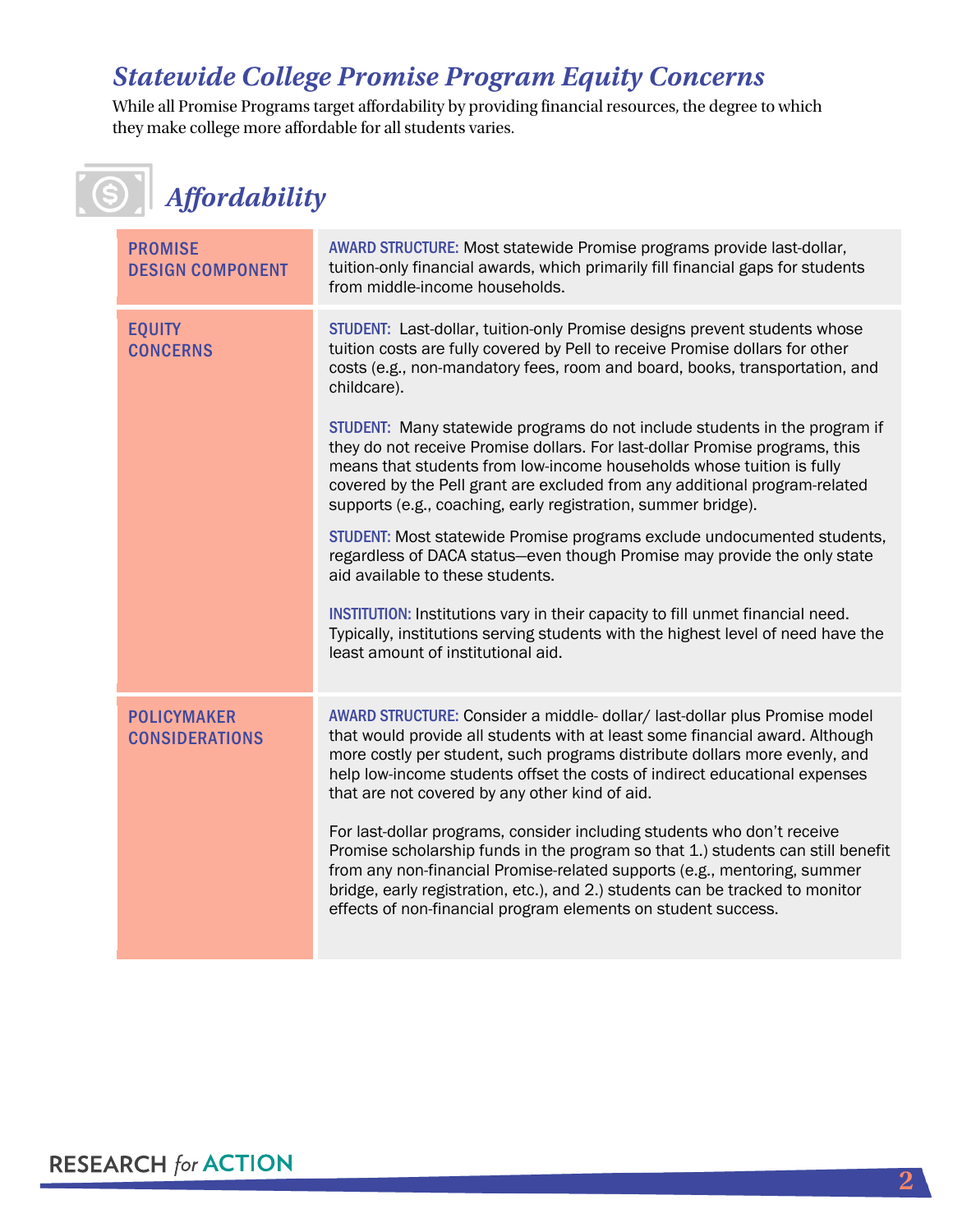## *Statewide College Promise Program Equity Concerns*

While all Promise Programs target affordability by providing financial resources, the degree to which they make college more affordable for all students varies.

### *Affordability*

| | |
|---|---|
| **PROMISE DESIGN COMPONENT** | **AWARD STRUCTURE:** Most statewide Promise programs provide last-dollar, tuition-only financial awards, which primarily fill financial gaps for students from middle-income households. |
| **EQUITY CONCERNS** | **STUDENT:** Last-dollar, tuition-only Promise designs prevent students whose tuition costs are fully covered by Pell to receive Promise dollars for other costs (e.g., non-mandatory fees, room and board, books, transportation, and childcare).<br><br>**STUDENT:** Many statewide programs do not include students in the program if they do not receive Promise dollars. For last-dollar Promise programs, this means that students from low-income households whose tuition is fully covered by the Pell grant are excluded from any additional program-related supports (e.g., coaching, early registration, summer bridge).<br><br>**STUDENT:** Most statewide Promise programs exclude undocumented students, regardless of DACA status—even though Promise may provide the only state aid available to these students.<br><br>**INSTITUTION:** Institutions vary in their capacity to fill unmet financial need. Typically, institutions serving students with the highest level of need have the least amount of institutional aid. |
| **POLICYMAKER CONSIDERATIONS** | **AWARD STRUCTURE:** Consider a middle- dollar/ last-dollar plus Promise model that would provide all students with at least some financial award. Although more costly per student, such programs distribute dollars more evenly, and help low-income students offset the costs of indirect educational expenses that are not covered by any other kind of aid.<br><br>For last-dollar programs, consider including students who don't receive Promise scholarship funds in the program so that 1.) students can still benefit from any non-financial Promise-related supports (e.g., mentoring, summer bridge, early registration, etc.), and 2.) students can be tracked to monitor effects of non-financial program elements on student success. |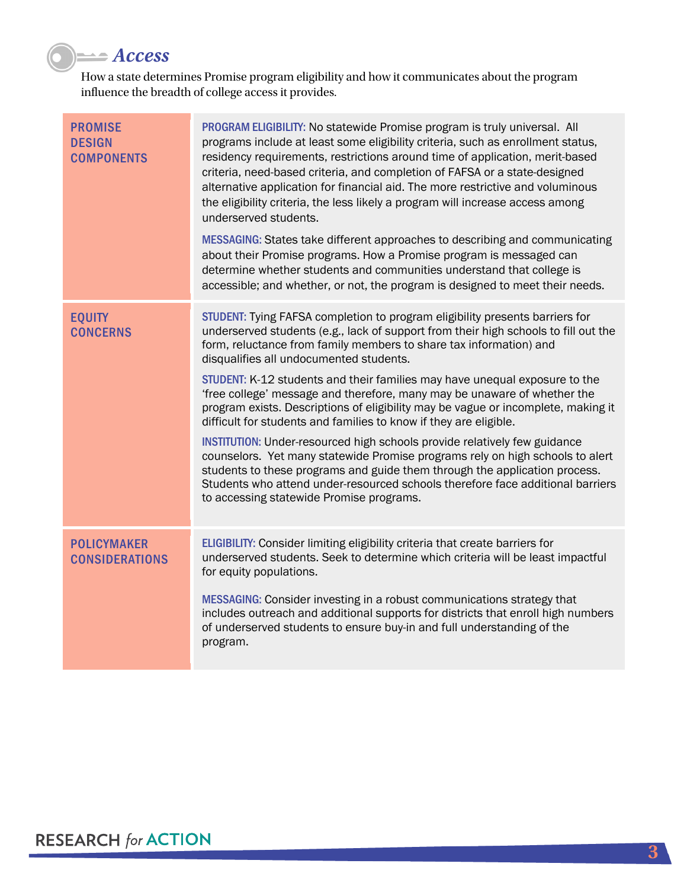## Access

How a state determines Promise program eligibility and how it communicates about the program influence the breadth of college access it provides.

| | |
|---|---|
| **PROMISE DESIGN COMPONENTS** | **PROGRAM ELIGIBILITY:** No statewide Promise program is truly universal. All programs include at least some eligibility criteria, such as enrollment status, residency requirements, restrictions around time of application, merit-based criteria, need-based criteria, and completion of FAFSA or a state-designed alternative application for financial aid. The more restrictive and voluminous the eligibility criteria, the less likely a program will increase access among underserved students.<br><br>**MESSAGING:** States take different approaches to describing and communicating about their Promise programs. How a Promise program is messaged can determine whether students and communities understand that college is accessible; and whether, or not, the program is designed to meet their needs. |
| **EQUITY CONCERNS** | **STUDENT:** Tying FAFSA completion to program eligibility presents barriers for underserved students (e.g., lack of support from their high schools to fill out the form, reluctance from family members to share tax information) and disqualifies all undocumented students.<br><br>**STUDENT:** K-12 students and their families may have unequal exposure to the 'free college' message and therefore, many may be unaware of whether the program exists. Descriptions of eligibility may be vague or incomplete, making it difficult for students and families to know if they are eligible.<br><br>**INSTITUTION:** Under-resourced high schools provide relatively few guidance counselors. Yet many statewide Promise programs rely on high schools to alert students to these programs and guide them through the application process. Students who attend under-resourced schools therefore face additional barriers to accessing statewide Promise programs. |
| **POLICYMAKER CONSIDERATIONS** | **ELIGIBILITY:** Consider limiting eligibility criteria that create barriers for underserved students. Seek to determine which criteria will be least impactful for equity populations.<br><br>**MESSAGING:** Consider investing in a robust communications strategy that includes outreach and additional supports for districts that enroll high numbers of underserved students to ensure buy-in and full understanding of the program. |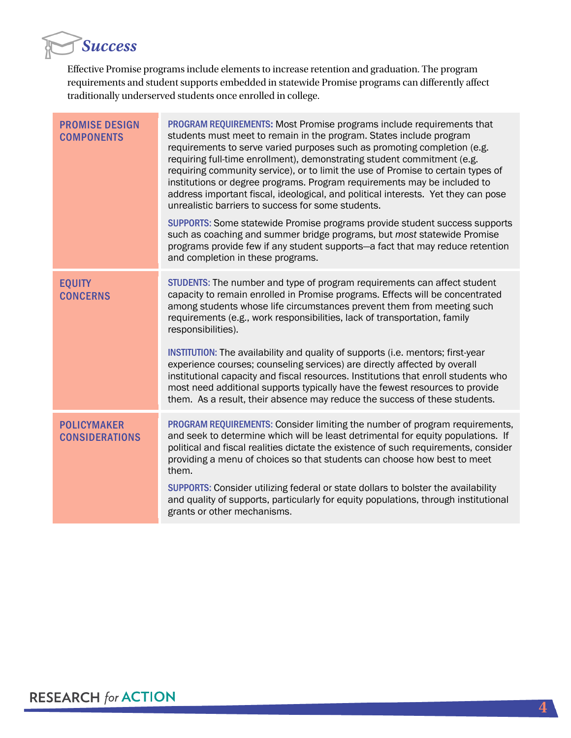## *Success*

Effective Promise programs include elements to increase retention and graduation. The program requirements and student supports embedded in statewide Promise programs can differently affect traditionally underserved students once enrolled in college.

| | |
|---|---|
| **PROMISE DESIGN COMPONENTS** | **PROGRAM REQUIREMENTS:** Most Promise programs include requirements that students must meet to remain in the program. States include program requirements to serve varied purposes such as promoting completion (e.g. requiring full-time enrollment), demonstrating student commitment (e.g. requiring community service), or to limit the use of Promise to certain types of institutions or degree programs. Program requirements may be included to address important fiscal, ideological, and political interests. Yet they can pose unrealistic barriers to success for some students.<br><br>**SUPPORTS:** Some statewide Promise programs provide student success supports such as coaching and summer bridge programs, but *most* statewide Promise programs provide few if any student supports—a fact that may reduce retention and completion in these programs. |
| **EQUITY CONCERNS** | **STUDENTS:** The number and type of program requirements can affect student capacity to remain enrolled in Promise programs. Effects will be concentrated among students whose life circumstances prevent them from meeting such requirements (e.g., work responsibilities, lack of transportation, family responsibilities).<br><br>**INSTITUTION:** The availability and quality of supports (i.e. mentors; first-year experience courses; counseling services) are directly affected by overall institutional capacity and fiscal resources. Institutions that enroll students who most need additional supports typically have the fewest resources to provide them. As a result, their absence may reduce the success of these students. |
| **POLICYMAKER CONSIDERATIONS** | **PROGRAM REQUIREMENTS:** Consider limiting the number of program requirements, and seek to determine which will be least detrimental for equity populations. If political and fiscal realities dictate the existence of such requirements, consider providing a menu of choices so that students can choose how best to meet them.<br><br>**SUPPORTS:** Consider utilizing federal or state dollars to bolster the availability and quality of supports, particularly for equity populations, through institutional grants or other mechanisms. |